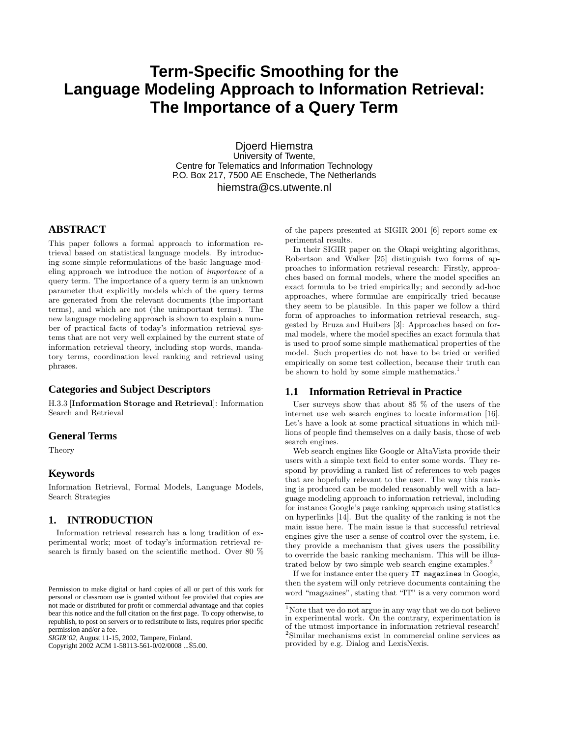# Term-Specific Smoothing for the Language Modeling Approach to Information Retrieval: The Importance of a Query Term

Djoerd Hiemstra
University of Twente,
Centre for Telematics and Information Technology
P.O. Box 217, 7500 AE Enschede, The Netherlands
hiemstra@cs.utwente.nl

## ABSTRACT

This paper follows a formal approach to information retrieval based on statistical language models. By introducing some simple reformulations of the basic language modeling approach we introduce the notion of *importance* of a query term. The importance of a query term is an unknown parameter that explicitly models which of the query terms are generated from the relevant documents (the important terms), and which are not (the unimportant terms). The new language modeling approach is shown to explain a number of practical facts of today's information retrieval systems that are not very well explained by the current state of information retrieval theory, including stop words, mandatory terms, coordination level ranking and retrieval using phrases.

## Categories and Subject Descriptors

H.3.3 [**Information Storage and Retrieval**]: Information Search and Retrieval

## General Terms

Theory

## Keywords

Information Retrieval, Formal Models, Language Models, Search Strategies

## 1. INTRODUCTION

Information retrieval research has a long tradition of experimental work; most of today's information retrieval research is firmly based on the scientific method. Over 80 % of the papers presented at SIGIR 2001 [6] report some experimental results.

In their SIGIR paper on the Okapi weighting algorithms, Robertson and Walker [25] distinguish two forms of approaches to information retrieval research: Firstly, approaches based on formal models, where the model specifies an exact formula to be tried empirically; and secondly ad-hoc approaches, where formulae are empirically tried because they seem to be plausible. In this paper we follow a third form of approaches to information retrieval research, suggested by Bruza and Huibers [3]: Approaches based on formal models, where the model specifies an exact formula that is used to proof some simple mathematical properties of the model. Such properties do not have to be tried or verified empirically on some test collection, because their truth can be shown to hold by some simple mathematics.[1]

### 1.1 Information Retrieval in Practice

User surveys show that about 85 % of the users of the internet use web search engines to locate information [16]. Let's have a look at some practical situations in which millions of people find themselves on a daily basis, those of web search engines.

Web search engines like Google or AltaVista provide their users with a simple text field to enter some words. They respond by providing a ranked list of references to web pages that are hopefully relevant to the user. The way this ranking is produced can be modeled reasonably well with a language modeling approach to information retrieval, including for instance Google's page ranking approach using statistics on hyperlinks [14]. But the quality of the ranking is not the main issue here. The main issue is that successful retrieval engines give the user a sense of control over the system, i.e. they provide a mechanism that gives users the possibility to override the basic ranking mechanism. This will be illustrated below by two simple web search engine examples.[2]

If we for instance enter the query `IT magazines` in Google, then the system will only retrieve documents containing the word "magazines", stating that "IT" is a very common word

[1] Note that we do not argue in any way that we do not believe in experimental work. On the contrary, experimentation is of the utmost importance in information retrieval research!

[2] Similar mechanisms exist in commercial online services as provided by e.g. Dialog and LexisNexis.

Permission to make digital or hard copies of all or part of this work for personal or classroom use is granted without fee provided that copies are not made or distributed for profit or commercial advantage and that copies bear this notice and the full citation on the first page. To copy otherwise, to republish, to post on servers or to redistribute to lists, requires prior specific permission and/or a fee.
*SIGIR'02*, August 11-15, 2002, Tampere, Finland.
Copyright 2002 ACM 1-58113-561-0/02/0008 ...$5.00.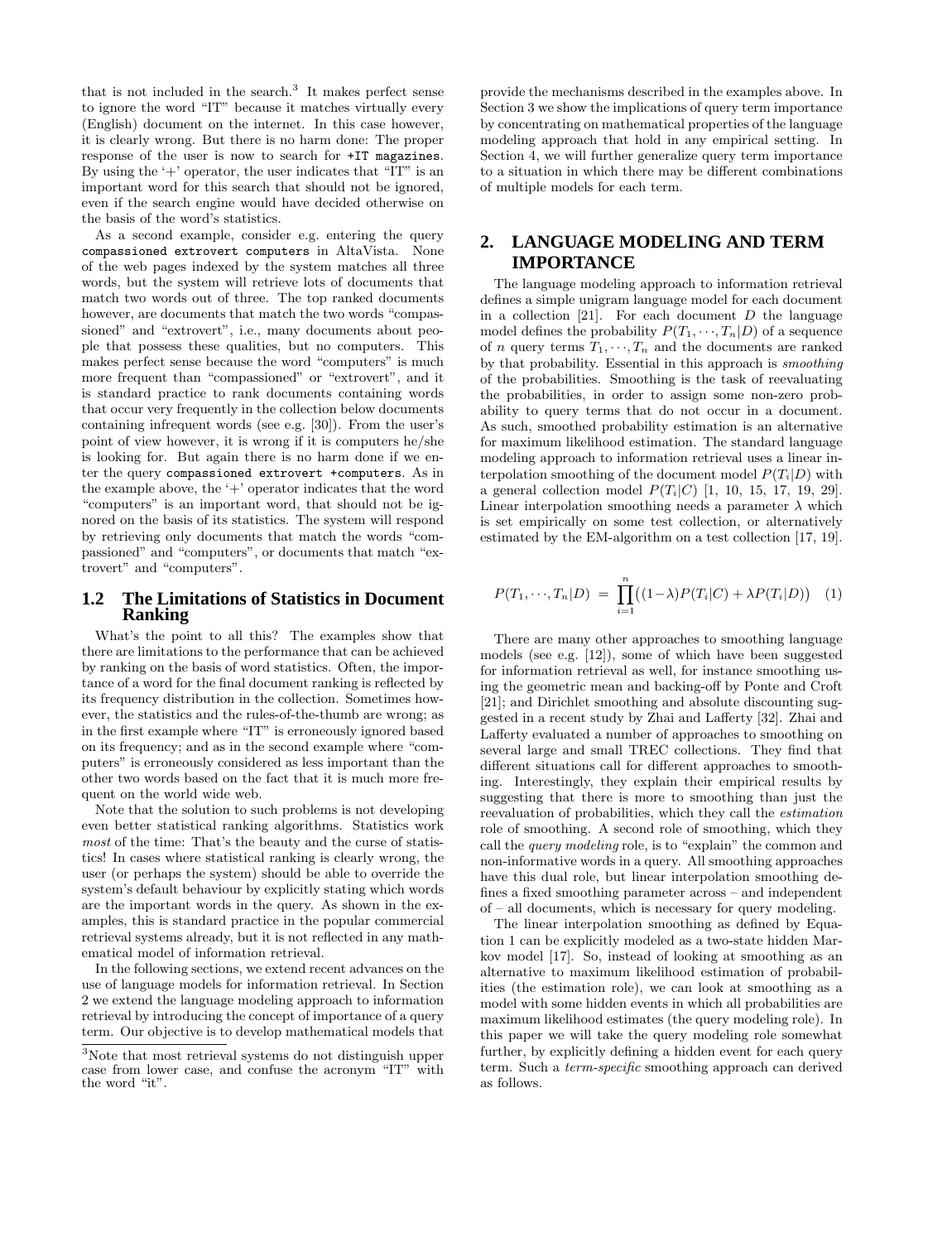that is not included in the search.[3] It makes perfect sense to ignore the word "IT" because it matches virtually every (English) document on the internet. In this case however, it is clearly wrong. But there is no harm done: The proper response of the user is now to search for `+IT magazines`. By using the '+' operator, the user indicates that "IT" is an important word for this search that should not be ignored, even if the search engine would have decided otherwise on the basis of the word's statistics.

As a second example, consider e.g. entering the query `compassioned extrovert computers` in AltaVista. None of the web pages indexed by the system matches all three words, but the system will retrieve lots of documents that match two words out of three. The top ranked documents however, are documents that match the two words "compassioned" and "extrovert", i.e., many documents about people that possess these qualities, but no computers. This makes perfect sense because the word "computers" is much more frequent than "compassioned" or "extrovert", and it is standard practice to rank documents containing words that occur very frequently in the collection below documents containing infrequent words (see e.g. [30]). From the user's point of view however, it is wrong if it is computers he/she is looking for. But again there is no harm done if we enter the query `compassioned extrovert +computers`. As in the example above, the '+' operator indicates that the word "computers" is an important word, that should not be ignored on the basis of its statistics. The system will respond by retrieving only documents that match the words "compassioned" and "computers", or documents that match "extrovert" and "computers".

### 1.2 The Limitations of Statistics in Document Ranking

What's the point to all this? The examples show that there are limitations to the performance that can be achieved by ranking on the basis of word statistics. Often, the importance of a word for the final document ranking is reflected by its frequency distribution in the collection. Sometimes however, the statistics and the rules-of-the-thumb are wrong; as in the first example where "IT" is erroneously ignored based on its frequency; and as in the second example where "computers" is erroneously considered as less important than the other two words based on the fact that it is much more frequent on the world wide web.

Note that the solution to such problems is not developing even better statistical ranking algorithms. Statistics work *most* of the time: That's the beauty and the curse of statistics! In cases where statistical ranking is clearly wrong, the user (or perhaps the system) should be able to override the system's default behaviour by explicitly stating which words are the important words in the query. As shown in the examples, this is standard practice in the popular commercial retrieval systems already, but it is not reflected in any mathematical model of information retrieval.

In the following sections, we extend recent advances on the use of language models for information retrieval. In Section 2 we extend the language modeling approach to information retrieval by introducing the concept of importance of a query term. Our objective is to develop mathematical models that provide the mechanisms described in the examples above. In Section 3 we show the implications of query term importance by concentrating on mathematical properties of the language modeling approach that hold in any empirical setting. In Section 4, we will further generalize query term importance to a situation in which there may be different combinations of multiple models for each term.

[3] Note that most retrieval systems do not distinguish upper case from lower case, and confuse the acronym "IT" with the word "it".

## 2. LANGUAGE MODELING AND TERM IMPORTANCE

The language modeling approach to information retrieval defines a simple unigram language model for each document in a collection [21]. For each document $D$ the language model defines the probability $P(T_1, \cdots, T_n|D)$ of a sequence of $n$ query terms $T_1, \cdots, T_n$ and the documents are ranked by that probability. Essential in this approach is *smoothing* of the probabilities. Smoothing is the task of reevaluating the probabilities, in order to assign some non-zero probability to query terms that do not occur in a document. As such, smoothed probability estimation is an alternative for maximum likelihood estimation. The standard language modeling approach to information retrieval uses a linear interpolation smoothing of the document model $P(T_i|D)$ with a general collection model $P(T_i|C)$ [1, 10, 15, 17, 19, 29]. Linear interpolation smoothing needs a parameter $\lambda$ which is set empirically on some test collection, or alternatively estimated by the EM-algorithm on a test collection [17, 19].

$$P(T_1, \cdots, T_n|D) = \prod_{i=1}^{n} \big((1-\lambda)P(T_i|C) + \lambda P(T_i|D)\big) \quad (1)$$

There are many other approaches to smoothing language models (see e.g. [12]), some of which have been suggested for information retrieval as well, for instance smoothing using the geometric mean and backing-off by Ponte and Croft [21]; and Dirichlet smoothing and absolute discounting suggested in a recent study by Zhai and Lafferty [32]. Zhai and Lafferty evaluated a number of approaches to smoothing on several large and small TREC collections. They find that different situations call for different approaches to smoothing. Interestingly, they explain their empirical results by suggesting that there is more to smoothing than just the reevaluation of probabilities, which they call the *estimation* role of smoothing. A second role of smoothing, which they call the *query modeling* role, is to "explain" the common and non-informative words in a query. All smoothing approaches have this dual role, but linear interpolation smoothing defines a fixed smoothing parameter across – and independent of – all documents, which is necessary for query modeling.

The linear interpolation smoothing as defined by Equation 1 can be explicitly modeled as a two-state hidden Markov model [17]. So, instead of looking at smoothing as an alternative to maximum likelihood estimation of probabilities (the estimation role), we can look at smoothing as a model with some hidden events in which all probabilities are maximum likelihood estimates (the query modeling role). In this paper we will take the query modeling role somewhat further, by explicitly defining a hidden event for each query term. Such a *term-specific* smoothing approach can derived as follows.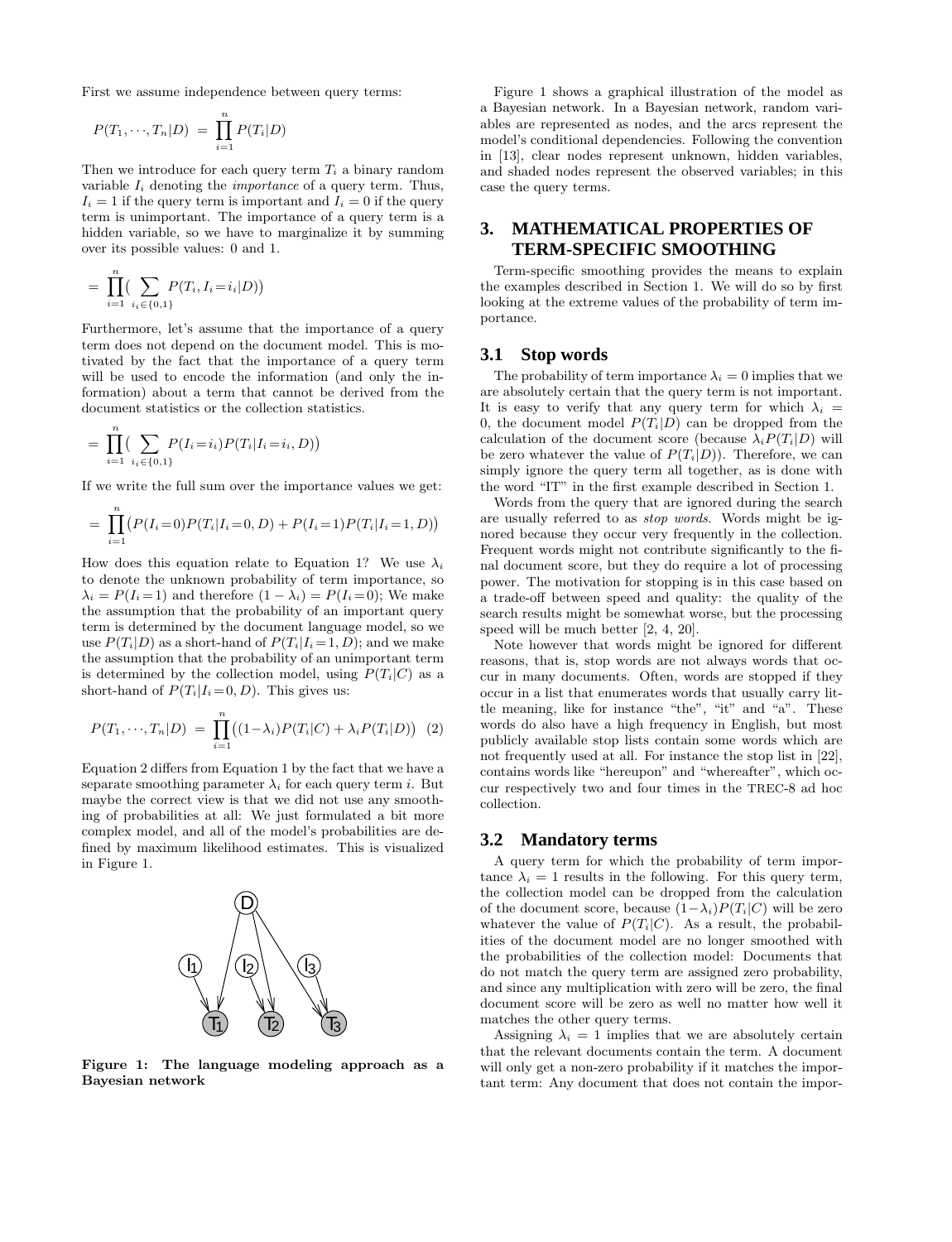First we assume independence between query terms:

$$P(T_1, \cdots, T_n|D) = \prod_{i=1}^{n} P(T_i|D)$$

Then we introduce for each query term $T_i$ a binary random variable $I_i$ denoting the *importance* of a query term. Thus, $I_i = 1$ if the query term is important and $I_i = 0$ if the query term is unimportant. The importance of a query term is a hidden variable, so we have to marginalize it by summing over its possible values: 0 and 1.

$$= \prod_{i=1}^{n} \Big( \sum_{i_i \in \{0,1\}} P(T_i, I_i = i_i | D) \Big)$$

Furthermore, let's assume that the importance of a query term does not depend on the document model. This is motivated by the fact that the importance of a query term will be used to encode the information (and only the information) about a term that cannot be derived from the document statistics or the collection statistics.

$$= \prod_{i=1}^{n} \Big( \sum_{i_i \in \{0,1\}} P(I_i = i_i) P(T_i | I_i = i_i, D) \Big)$$

If we write the full sum over the importance values we get:

$$= \prod_{i=1}^{n} \big( P(I_i = 0) P(T_i | I_i = 0, D) + P(I_i = 1) P(T_i | I_i = 1, D) \big)$$

How does this equation relate to Equation 1? We use $\lambda_i$ to denote the unknown probability of term importance, so $\lambda_i = P(I_i = 1)$ and therefore $(1 - \lambda_i) = P(I_i = 0)$; We make the assumption that the probability of an important query term is determined by the document language model, so we use $P(T_i|D)$ as a short-hand of $P(T_i|I_i = 1, D)$; and we make the assumption that the probability of an unimportant term is determined by the collection model, using $P(T_i|C)$ as a short-hand of $P(T_i|I_i = 0, D)$. This gives us:

$$P(T_1, \cdots, T_n|D) = \prod_{i=1}^{n} \big( (1 - \lambda_i) P(T_i|C) + \lambda_i P(T_i|D) \big) \quad (2)$$

Equation 2 differs from Equation 1 by the fact that we have a separate smoothing parameter $\lambda_i$ for each query term $i$. But maybe the correct view is that we did not use any smoothing of probabilities at all: We just formulated a bit more complex model, and all of the model's probabilities are defined by maximum likelihood estimates. This is visualized in Figure 1.

**Figure 1: The language modeling approach as a Bayesian network**

Figure 1 shows a graphical illustration of the model as a Bayesian network. In a Bayesian network, random variables are represented as nodes, and the arcs represent the model's conditional dependencies. Following the convention in [13], clear nodes represent unknown, hidden variables, and shaded nodes represent the observed variables; in this case the query terms.

## 3. MATHEMATICAL PROPERTIES OF TERM-SPECIFIC SMOOTHING

Term-specific smoothing provides the means to explain the examples described in Section 1. We will do so by first looking at the extreme values of the probability of term importance.

### 3.1 Stop words

The probability of term importance $\lambda_i = 0$ implies that we are absolutely certain that the query term is not important. It is easy to verify that any query term for which $\lambda_i = 0$, the document model $P(T_i|D)$ can be dropped from the calculation of the document score (because $\lambda_i P(T_i|D)$ will be zero whatever the value of $P(T_i|D)$). Therefore, we can simply ignore the query term all together, as is done with the word "IT" in the first example described in Section 1.

Words from the query that are ignored during the search are usually referred to as *stop words*. Words might be ignored because they occur very frequently in the collection. Frequent words might not contribute significantly to the final document score, but they do require a lot of processing power. The motivation for stopping is in this case based on a trade-off between speed and quality: the quality of the search results might be somewhat worse, but the processing speed will be much better [2, 4, 20].

Note however that words might be ignored for different reasons, that is, stop words are not always words that occur in many documents. Often, words are stopped if they occur in a list that enumerates words that usually carry little meaning, like for instance "the", "it" and "a". These words do also have a high frequency in English, but most publicly available stop lists contain some words which are not frequently used at all. For instance the stop list in [22], contains words like "hereupon" and "whereafter", which occur respectively two and four times in the TREC-8 ad hoc collection.

### 3.2 Mandatory terms

A query term for which the probability of term importance $\lambda_i = 1$ results in the following. For this query term, the collection model can be dropped from the calculation of the document score, because $(1 - \lambda_i) P(T_i|C)$ will be zero whatever the value of $P(T_i|C)$. As a result, the probabilities of the document model are no longer smoothed with the probabilities of the collection model: Documents that do not match the query term are assigned zero probability, and since any multiplication with zero will be zero, the final document score will be zero as well no matter how well it matches the other query terms.

Assigning $\lambda_i = 1$ implies that we are absolutely certain that the relevant documents contain the term. A document will only get a non-zero probability if it matches the important term: Any document that does not contain the impor-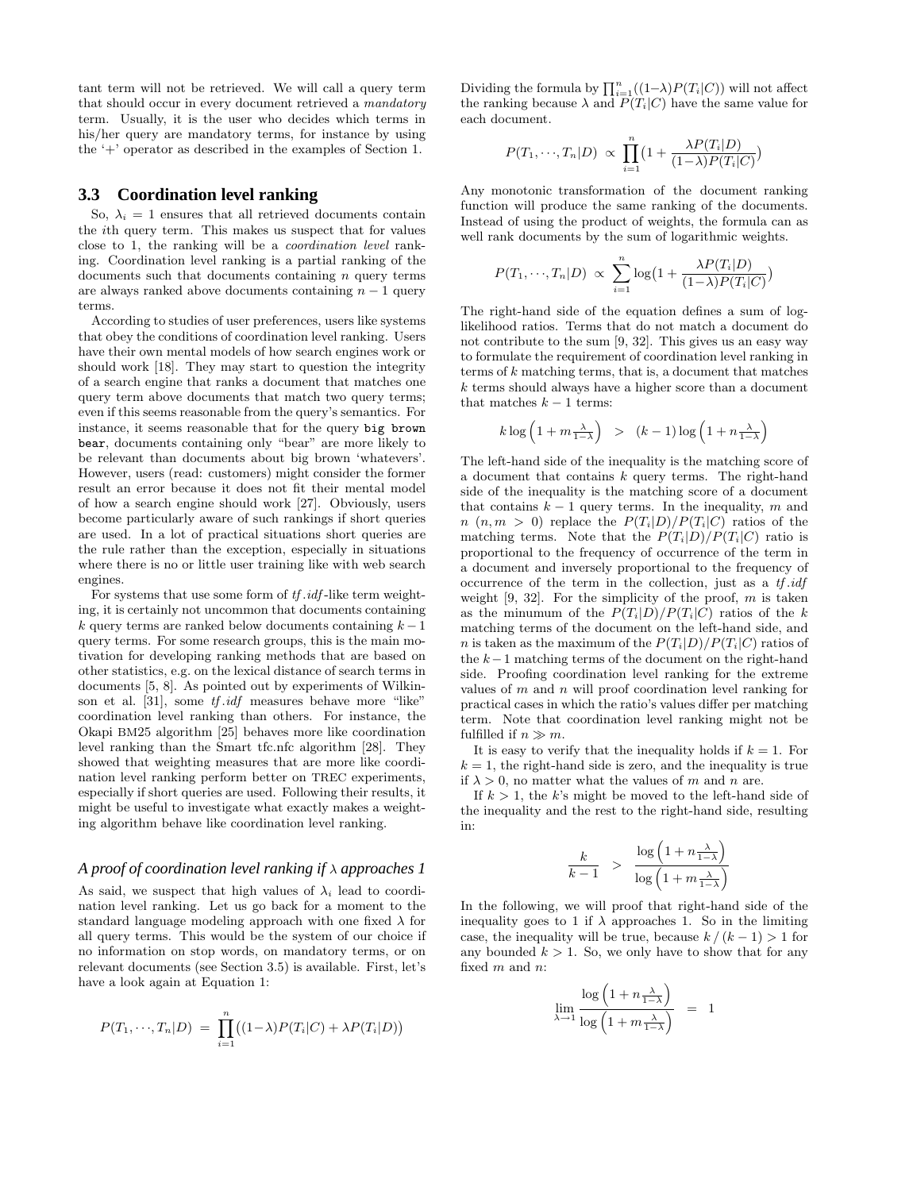tant term will not be retrieved. We will call a query term that should occur in every document retrieved a *mandatory* term. Usually, it is the user who decides which terms in his/her query are mandatory terms, for instance by using the '+' operator as described in the examples of Section 1.

### 3.3 Coordination level ranking

So, $\lambda_i = 1$ ensures that all retrieved documents contain the $i$th query term. This makes us suspect that for values close to 1, the ranking will be a *coordination level* ranking. Coordination level ranking is a partial ranking of the documents such that documents containing $n$ query terms are always ranked above documents containing $n-1$ query terms.

According to studies of user preferences, users like systems that obey the conditions of coordination level ranking. Users have their own mental models of how search engines work or should work [18]. They may start to question the integrity of a search engine that ranks a document that matches one query term above documents that match two query terms; even if this seems reasonable from the query's semantics. For instance, it seems reasonable that for the query `big brown bear`, documents containing only "bear" are more likely to be relevant than documents about big brown 'whatevers'. However, users (read: customers) might consider the former result an error because it does not fit their mental model of how a search engine should work [27]. Obviously, users become particularly aware of such rankings if short queries are used. In a lot of practical situations short queries are the rule rather than the exception, especially in situations where there is no or little user training like with web search engines.

For systems that use some form of *tf.idf*-like term weighting, it is certainly not uncommon that documents containing $k$ query terms are ranked below documents containing $k-1$ query terms. For some research groups, this is the main motivation for developing ranking methods that are based on other statistics, e.g. on the lexical distance of search terms in documents [5, 8]. As pointed out by experiments of Wilkinson et al. [31], some *tf.idf* measures behave more "like" coordination level ranking than others. For instance, the Okapi BM25 algorithm [25] behaves more like coordination level ranking than the Smart tfc.nfc algorithm [28]. They showed that weighting measures that are more like coordination level ranking perform better on TREC experiments, especially if short queries are used. Following their results, it might be useful to investigate what exactly makes a weighting algorithm behave like coordination level ranking.

#### *A proof of coordination level ranking if $\lambda$ approaches 1*

As said, we suspect that high values of $\lambda_i$ lead to coordination level ranking. Let us go back for a moment to the standard language modeling approach with one fixed $\lambda$ for all query terms. This would be the system of our choice if no information on stop words, on mandatory terms, or on relevant documents (see Section 3.5) is available. First, let's have a look again at Equation 1:

$$P(T_1, \cdots, T_n|D) \; = \; \prod_{i=1}^{n}\big((1-\lambda)P(T_i|C) + \lambda P(T_i|D)\big)$$

Dividing the formula by $\prod_{i=1}^{n}((1-\lambda)P(T_i|C))$ will not affect the ranking because $\lambda$ and $P(T_i|C)$ have the same value for each document.

$$P(T_1, \cdots, T_n|D) \; \propto \; \prod_{i=1}^{n}\big(1 + \frac{\lambda P(T_i|D)}{(1-\lambda)P(T_i|C)}\big)$$

Any monotonic transformation of the document ranking function will produce the same ranking of the documents. Instead of using the product of weights, the formula can as well rank documents by the sum of logarithmic weights.

$$P(T_1, \cdots, T_n|D) \; \propto \; \sum_{i=1}^{n}\log\big(1 + \frac{\lambda P(T_i|D)}{(1-\lambda)P(T_i|C)}\big)$$

The right-hand side of the equation defines a sum of log-likelihood ratios. Terms that do not match a document do not contribute to the sum [9, 32]. This gives us an easy way to formulate the requirement of coordination level ranking in terms of $k$ matching terms, that is, a document that matches $k$ terms should always have a higher score than a document that matches $k-1$ terms:

$$k\log\Big(1 + m\tfrac{\lambda}{1-\lambda}\Big) \;\; > \;\; (k-1)\log\Big(1 + n\tfrac{\lambda}{1-\lambda}\Big)$$

The left-hand side of the inequality is the matching score of a document that contains $k$ query terms. The right-hand side of the inequality is the matching score of a document that contains $k-1$ query terms. In the inequality, $m$ and $n$ $(n, m > 0)$ replace the $P(T_i|D)/P(T_i|C)$ ratios of the matching terms. Note that the $P(T_i|D)/P(T_i|C)$ ratio is proportional to the frequency of occurrence of the term in a document and inversely proportional to the frequency of occurrence of the term in the collection, just as a *tf.idf* weight [9, 32]. For the simplicity of the proof, $m$ is taken as the minumum of the $P(T_i|D)/P(T_i|C)$ ratios of the $k$ matching terms of the document on the left-hand side, and $n$ is taken as the maximum of the $P(T_i|D)/P(T_i|C)$ ratios of the $k-1$ matching terms of the document on the right-hand side. Proofing coordination level ranking for the extreme values of $m$ and $n$ will proof coordination level ranking for practical cases in which the ratio's values differ per matching term. Note that coordination level ranking might not be fulfilled if $n \gg m$.

It is easy to verify that the inequality holds if $k = 1$. For $k = 1$, the right-hand side is zero, and the inequality is true if $\lambda > 0$, no matter what the values of $m$ and $n$ are.

If $k > 1$, the $k$'s might be moved to the left-hand side of the inequality and the rest to the right-hand side, resulting in:

$$\frac{k}{k-1} \;\; > \;\; \frac{\log\Big(1 + n\tfrac{\lambda}{1-\lambda}\Big)}{\log\Big(1 + m\tfrac{\lambda}{1-\lambda}\Big)}$$

In the following, we will proof that right-hand side of the inequality goes to 1 if $\lambda$ approaches 1. So in the limiting case, the inequality will be true, because $k\,/\,(k-1) > 1$ for any bounded $k > 1$. So, we only have to show that for any fixed $m$ and $n$:

$$\lim_{\lambda\to 1}\frac{\log\Big(1 + n\tfrac{\lambda}{1-\lambda}\Big)}{\log\Big(1 + m\tfrac{\lambda}{1-\lambda}\Big)} \;\; = \;\; 1$$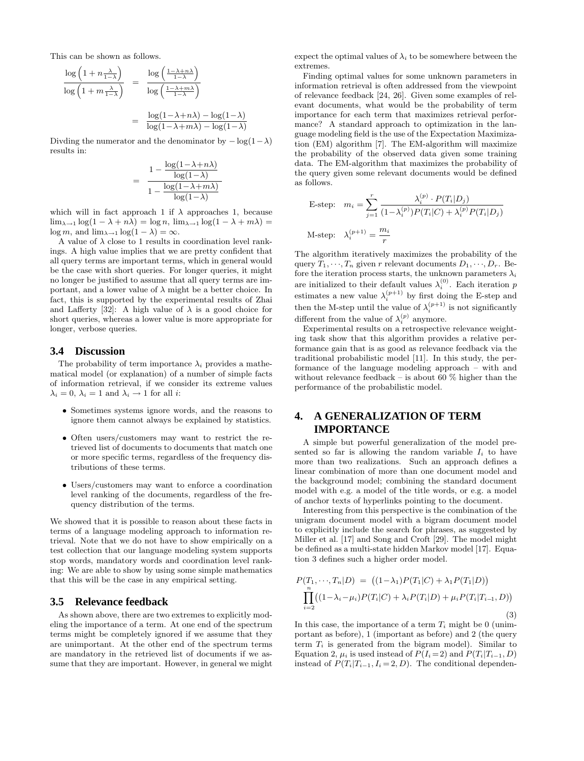This can be shown as follows.

$$\frac{\log\left(1+n\frac{\lambda}{1-\lambda}\right)}{\log\left(1+m\frac{\lambda}{1-\lambda}\right)} = \frac{\log\left(\frac{1-\lambda+n\lambda}{1-\lambda}\right)}{\log\left(\frac{1-\lambda+m\lambda}{1-\lambda}\right)}$$

$$= \frac{\log(1-\lambda+n\lambda) - \log(1-\lambda)}{\log(1-\lambda+m\lambda) - \log(1-\lambda)}$$

Divding the numerator and the denominator by $-\log(1-\lambda)$ results in:

$$= \frac{1 - \dfrac{\log(1-\lambda+n\lambda)}{\log(1-\lambda)}}{1 - \dfrac{\log(1-\lambda+m\lambda)}{\log(1-\lambda)}}$$

which will in fact approach 1 if $\lambda$ approaches 1, because $\lim_{\lambda\to 1}\log(1-\lambda+n\lambda) = \log n$, $\lim_{\lambda\to 1}\log(1-\lambda+m\lambda) = \log m$, and $\lim_{\lambda\to 1}\log(1-\lambda) = \infty$.

A value of $\lambda$ close to 1 results in coordination level rankings. A high value implies that we are pretty confident that all query terms are important terms, which in general would be the case with short queries. For longer queries, it might no longer be justified to assume that all query terms are important, and a lower value of $\lambda$ might be a better choice. In fact, this is supported by the experimental results of Zhai and Lafferty [32]: A high value of $\lambda$ is a good choice for short queries, whereas a lower value is more appropriate for longer, verbose queries.

### 3.4 Discussion

The probability of term importance $\lambda_i$ provides a mathematical model (or explanation) of a number of simple facts of information retrieval, if we consider its extreme values $\lambda_i = 0$, $\lambda_i = 1$ and $\lambda_i \to 1$ for all $i$:

- Sometimes systems ignore words, and the reasons to ignore them cannot always be explained by statistics.
- Often users/customers may want to restrict the retrieved list of documents to documents that match one or more specific terms, regardless of the frequency distributions of these terms.
- Users/customers may want to enforce a coordination level ranking of the documents, regardless of the frequency distribution of the terms.

We showed that it is possible to reason about these facts in terms of a language modeling approach to information retrieval. Note that we do not have to show empirically on a test collection that our language modeling system supports stop words, mandatory words and coordination level ranking: We are able to show by using some simple mathematics that this will be the case in any empirical setting.

### 3.5 Relevance feedback

As shown above, there are two extremes to explicitly modeling the importance of a term. At one end of the spectrum terms might be completely ignored if we assume that they are unimportant. At the other end of the spectrum terms are mandatory in the retrieved list of documents if we assume that they are important. However, in general we might expect the optimal values of $\lambda_i$ to be somewhere between the extremes.

Finding optimal values for some unknown parameters in information retrieval is often addressed from the viewpoint of relevance feedback [24, 26]. Given some examples of relevant documents, what would be the probability of term importance for each term that maximizes retrieval performance? A standard approach to optimization in the language modeling field is the use of the Expectation Maximization (EM) algorithm [7]. The EM-algorithm will maximize the probability of the observed data given some training data. The EM-algorithm that maximizes the probability of the query given some relevant documents would be defined as follows.

$$\text{E-step:} \quad m_i = \sum_{j=1}^{r} \frac{\lambda_i^{(p)} \cdot P(T_i|D_j)}{(1-\lambda_i^{(p)})P(T_i|C) + \lambda_i^{(p)} P(T_i|D_j)}$$

$$\text{M-step:} \quad \lambda_i^{(p+1)} = \frac{m_i}{r}$$

The algorithm iteratively maximizes the probability of the query $T_1, \cdots, T_n$ given $r$ relevant documents $D_1, \cdots, D_r$. Before the iteration process starts, the unknown parameters $\lambda_i$ are initialized to their default values $\lambda_i^{(0)}$. Each iteration $p$ estimates a new value $\lambda_i^{(p+1)}$ by first doing the E-step and then the M-step until the value of $\lambda_i^{(p+1)}$ is not significantly different from the value of $\lambda_i^{(p)}$ anymore.

Experimental results on a retrospective relevance weighting task show that this algorithm provides a relative performance gain that is as good as relevance feedback via the traditional probabilistic model [11]. In this study, the performance of the language modeling approach – with and without relevance feedback – is about 60 % higher than the performance of the probabilistic model.

## 4. A GENERALIZATION OF TERM IMPORTANCE

A simple but powerful generalization of the model presented so far is allowing the random variable $I_i$ to have more than two realizations. Such an approach defines a linear combination of more than one document model and the background model; combining the standard document model with e.g. a model of the title words, or e.g. a model of anchor texts of hyperlinks pointing to the document.

Interesting from this perspective is the combination of the unigram document model with a bigram document model to explicitly include the search for phrases, as suggested by Miller et al. [17] and Song and Croft [29]. The model might be defined as a multi-state hidden Markov model [17]. Equation 3 defines such a higher order model.

$$P(T_1, \cdots, T_n|D) = \big((1-\lambda_1)P(T_1|C) + \lambda_1 P(T_1|D)\big) \prod_{i=2}^{n}\big((1-\lambda_i-\mu_i)P(T_i|C) + \lambda_i P(T_i|D) + \mu_i P(T_i|T_{i-1}, D)\big) \tag{3}$$

In this case, the importance of a term $T_i$ might be 0 (unimportant as before), 1 (important as before) and 2 (the query term $T_i$ is generated from the bigram model). Similar to Equation 2, $\mu_i$ is used instead of $P(I_i=2)$ and $P(T_i|T_{i-1}, D)$ instead of $P(T_i|T_{i-1}, I_i=2, D)$. The conditional dependen-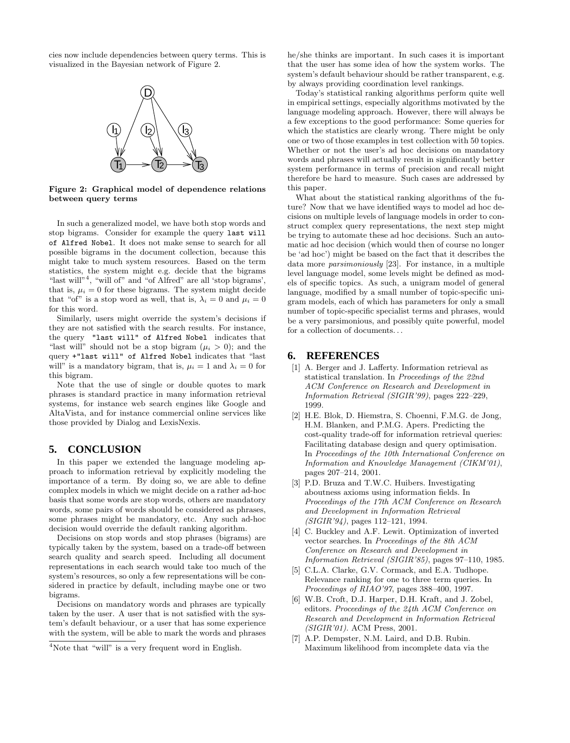cies now include dependencies between query terms. This is visualized in the Bayesian network of Figure 2.

**Figure 2: Graphical model of dependence relations between query terms**

In such a generalized model, we have both stop words and stop bigrams. Consider for example the query `last will of Alfred Nobel`. It does not make sense to search for all possible bigrams in the document collection, because this might take to much system resources. Based on the term statistics, the system might e.g. decide that the bigrams "last will"[4], "will of" and "of Alfred" are all 'stop bigrams', that is, $\mu_i = 0$ for these bigrams. The system might decide that "of" is a stop word as well, that is, $\lambda_i = 0$ and $\mu_i = 0$ for this word.

Similarly, users might override the system's decisions if they are not satisfied with the search results. For instance, the query `"last will" of Alfred Nobel` indicates that "last will" should not be a stop bigram ($\mu_i > 0$); and the query `+"last will" of Alfred Nobel` indicates that "last will" is a mandatory bigram, that is, $\mu_i = 1$ and $\lambda_i = 0$ for this bigram.

Note that the use of single or double quotes to mark phrases is standard practice in many information retrieval systems, for instance web search engines like Google and AltaVista, and for instance commercial online services like those provided by Dialog and LexisNexis.

## 5. CONCLUSION

In this paper we extended the language modeling approach to information retrieval by explicitly modeling the importance of a term. By doing so, we are able to define complex models in which we might decide on a rather ad-hoc basis that some words are stop words, others are mandatory words, some pairs of words should be considered as phrases, some phrases might be mandatory, etc. Any such ad-hoc decision would override the default ranking algorithm.

Decisions on stop words and stop phrases (bigrams) are typically taken by the system, based on a trade-off between search quality and search speed. Including all document representations in each search would take too much of the system's resources, so only a few representations will be considered in practice by default, including maybe one or two bigrams.

Decisions on mandatory words and phrases are typically taken by the user. A user that is not satisfied with the system's default behaviour, or a user that has some experience with the system, will be able to mark the words and phrases he/she thinks are important. In such cases it is important that the user has some idea of how the system works. The system's default behaviour should be rather transparent, e.g. by always providing coordination level rankings.

Today's statistical ranking algorithms perform quite well in empirical settings, especially algorithms motivated by the language modeling approach. However, there will always be a few exceptions to the good performance: Some queries for which the statistics are clearly wrong. There might be only one or two of those examples in test collection with 50 topics. Whether or not the user's ad hoc decisions on mandatory words and phrases will actually result in significantly better system performance in terms of precision and recall might therefore be hard to measure. Such cases are addressed by this paper.

What about the statistical ranking algorithms of the future? Now that we have identified ways to model ad hoc decisions on multiple levels of language models in order to construct complex query representations, the next step might be trying to automate these ad hoc decisions. Such an automatic ad hoc decision (which would then of course no longer be 'ad hoc') might be based on the fact that it describes the data more *parsimoniously* [23]. For instance, in a multiple level language model, some levels might be defined as models of specific topics. As such, a unigram model of general language, modified by a small number of topic-specific unigram models, each of which has parameters for only a small number of topic-specific specialist terms and phrases, would be a very parsimonious, and possibly quite powerful, model for a collection of documents...

[4] Note that "will" is a very frequent word in English.

## 6. REFERENCES

[1] A. Berger and J. Lafferty. Information retrieval as statistical translation. In *Proceedings of the 22nd ACM Conference on Research and Development in Information Retrieval (SIGIR'99)*, pages 222–229, 1999.

[2] H.E. Blok, D. Hiemstra, S. Choenni, F.M.G. de Jong, H.M. Blanken, and P.M.G. Apers. Predicting the cost-quality trade-off for information retrieval queries: Facilitating database design and query optimisation. In *Proceedings of the 10th International Conference on Information and Knowledge Management (CIKM'01)*, pages 207–214, 2001.

[3] P.D. Bruza and T.W.C. Huibers. Investigating aboutness axioms using information fields. In *Proceedings of the 17th ACM Conference on Research and Development in Information Retrieval (SIGIR'94)*, pages 112–121, 1994.

[4] C. Buckley and A.F. Lewit. Optimization of inverted vector searches. In *Proceedings of the 8th ACM Conference on Research and Development in Information Retrieval (SIGIR'85)*, pages 97–110, 1985.

[5] C.L.A. Clarke, G.V. Cormack, and E.A. Tudhope. Relevance ranking for one to three term queries. In *Proceedings of RIAO'97*, pages 388–400, 1997.

[6] W.B. Croft, D.J. Harper, D.H. Kraft, and J. Zobel, editors. *Proceedings of the 24th ACM Conference on Research and Development in Information Retrieval (SIGIR'01)*. ACM Press, 2001.

[7] A.P. Dempster, N.M. Laird, and D.B. Rubin. Maximum likelihood from incomplete data via the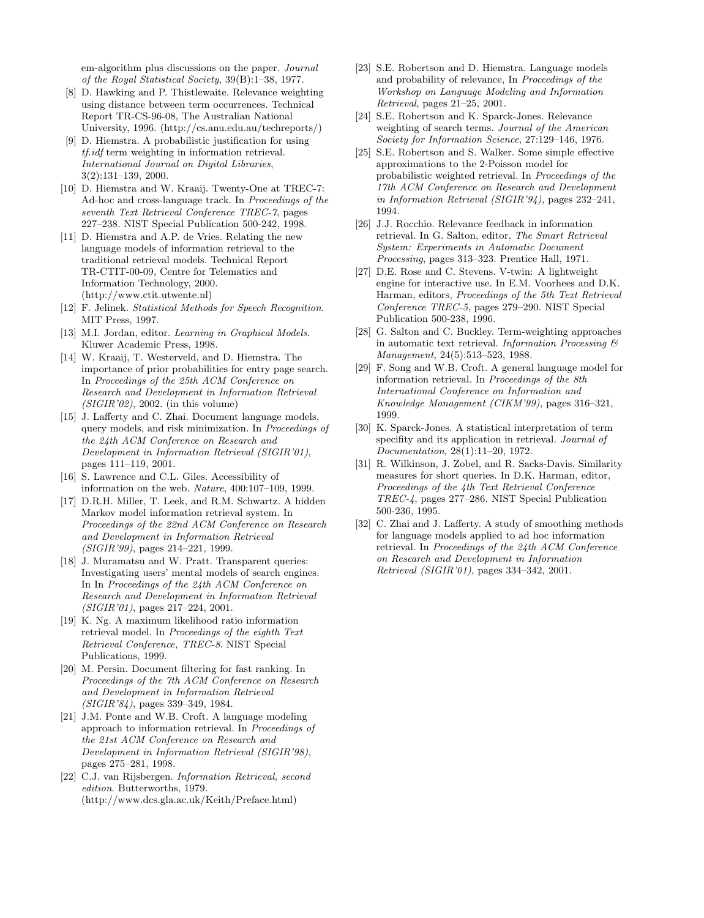em-algorithm plus discussions on the paper. *Journal of the Royal Statistical Society*, 39(B):1–38, 1977.

[8] D. Hawking and P. Thistlewaite. Relevance weighting using distance between term occurrences. Technical Report TR-CS-96-08, The Australian National University, 1996. (http://cs.anu.edu.au/techreports/)

[9] D. Hiemstra. A probabilistic justification for using *tf.idf* term weighting in information retrieval. *International Journal on Digital Libraries*, 3(2):131–139, 2000.

[10] D. Hiemstra and W. Kraaij. Twenty-One at TREC-7: Ad-hoc and cross-language track. In *Proceedings of the seventh Text Retrieval Conference TREC-7*, pages 227–238. NIST Special Publication 500-242, 1998.

[11] D. Hiemstra and A.P. de Vries. Relating the new language models of information retrieval to the traditional retrieval models. Technical Report TR-CTIT-00-09, Centre for Telematics and Information Technology, 2000. (http://www.ctit.utwente.nl)

[12] F. Jelinek. *Statistical Methods for Speech Recognition*. MIT Press, 1997.

[13] M.I. Jordan, editor. *Learning in Graphical Models*. Kluwer Academic Press, 1998.

[14] W. Kraaij, T. Westerveld, and D. Hiemstra. The importance of prior probabilities for entry page search. In *Proceedings of the 25th ACM Conference on Research and Development in Information Retrieval (SIGIR'02)*, 2002. (in this volume)

[15] J. Lafferty and C. Zhai. Document language models, query models, and risk minimization. In *Proceedings of the 24th ACM Conference on Research and Development in Information Retrieval (SIGIR'01)*, pages 111–119, 2001.

[16] S. Lawrence and C.L. Giles. Accessibility of information on the web. *Nature*, 400:107–109, 1999.

[17] D.R.H. Miller, T. Leek, and R.M. Schwartz. A hidden Markov model information retrieval system. In *Proceedings of the 22nd ACM Conference on Research and Development in Information Retrieval (SIGIR'99)*, pages 214–221, 1999.

[18] J. Muramatsu and W. Pratt. Transparent queries: Investigating users' mental models of search engines. In In *Proceedings of the 24th ACM Conference on Research and Development in Information Retrieval (SIGIR'01)*, pages 217–224, 2001.

[19] K. Ng. A maximum likelihood ratio information retrieval model. In *Proceedings of the eighth Text Retrieval Conference, TREC-8*. NIST Special Publications, 1999.

[20] M. Persin. Document filtering for fast ranking. In *Proceedings of the 7th ACM Conference on Research and Development in Information Retrieval (SIGIR'84)*, pages 339–349, 1984.

[21] J.M. Ponte and W.B. Croft. A language modeling approach to information retrieval. In *Proceedings of the 21st ACM Conference on Research and Development in Information Retrieval (SIGIR'98)*, pages 275–281, 1998.

[22] C.J. van Rijsbergen. *Information Retrieval, second edition*. Butterworths, 1979. (http://www.dcs.gla.ac.uk/Keith/Preface.html)

[23] S.E. Robertson and D. Hiemstra. Language models and probability of relevance, In *Proceedings of the Workshop on Language Modeling and Information Retrieval*, pages 21–25, 2001.

[24] S.E. Robertson and K. Sparck-Jones. Relevance weighting of search terms. *Journal of the American Society for Information Science*, 27:129–146, 1976.

[25] S.E. Robertson and S. Walker. Some simple effective approximations to the 2-Poisson model for probabilistic weighted retrieval. In *Proceedings of the 17th ACM Conference on Research and Development in Information Retrieval (SIGIR'94)*, pages 232–241, 1994.

[26] J.J. Rocchio. Relevance feedback in information retrieval. In G. Salton, editor, *The Smart Retrieval System: Experiments in Automatic Document Processing*, pages 313–323. Prentice Hall, 1971.

[27] D.E. Rose and C. Stevens. V-twin: A lightweight engine for interactive use. In E.M. Voorhees and D.K. Harman, editors, *Proceedings of the 5th Text Retrieval Conference TREC-5*, pages 279–290. NIST Special Publication 500-238, 1996.

[28] G. Salton and C. Buckley. Term-weighting approaches in automatic text retrieval. *Information Processing & Management*, 24(5):513–523, 1988.

[29] F. Song and W.B. Croft. A general language model for information retrieval. In *Proceedings of the 8th International Conference on Information and Knowledge Management (CIKM'99)*, pages 316–321, 1999.

[30] K. Sparck-Jones. A statistical interpretation of term specifity and its application in retrieval. *Journal of Documentation*, 28(1):11–20, 1972.

[31] R. Wilkinson, J. Zobel, and R. Sacks-Davis. Similarity measures for short queries. In D.K. Harman, editor, *Proceedings of the 4th Text Retrieval Conference TREC-4*, pages 277–286. NIST Special Publication 500-236, 1995.

[32] C. Zhai and J. Lafferty. A study of smoothing methods for language models applied to ad hoc information retrieval. In *Proceedings of the 24th ACM Conference on Research and Development in Information Retrieval (SIGIR'01)*, pages 334–342, 2001.